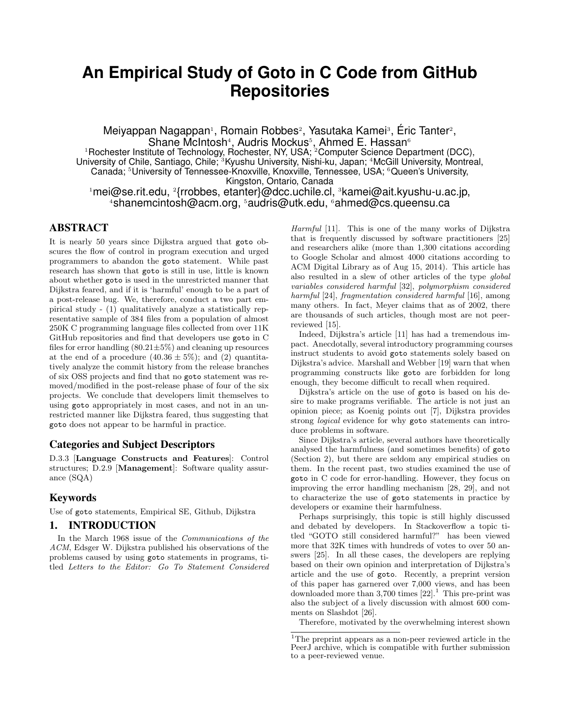# An Empirical Study of Goto in C Code from GitHub Repositories

Meiyappan Nagappan[1], Romain Robbes[2], Yasutaka Kamei[3], Éric Tanter[2], Shane McIntosh[4], Audris Mockus[5], Ahmed E. Hassan[6]

[1]Rochester Institute of Technology, Rochester, NY, USA; [2]Computer Science Department (DCC), University of Chile, Santiago, Chile; [3]Kyushu University, Nishi-ku, Japan; [4]McGill University, Montreal, Canada; [5]University of Tennessee-Knoxville, Knoxville, Tennessee, USA; [6]Queen's University, Kingston, Ontario, Canada

[1]mei@se.rit.edu, [2]{rrobbes, etanter}@dcc.uchile.cl, [3]kamei@ait.kyushu-u.ac.jp, [4]shanemcintosh@acm.org, [5]audris@utk.edu, [6]ahmed@cs.queensu.ca

## ABSTRACT

It is nearly 50 years since Dijkstra argued that `goto` obscures the flow of control in program execution and urged programmers to abandon the `goto` statement. While past research has shown that `goto` is still in use, little is known about whether `goto` is used in the unrestricted manner that Dijkstra feared, and if it is 'harmful' enough to be a part of a post-release bug. We, therefore, conduct a two part empirical study - (1) qualitatively analyze a statistically representative sample of 384 files from a population of almost 250K C programming language files collected from over 11K GitHub repositories and find that developers use `goto` in C files for error handling ($80.21\pm5\%$) and cleaning up resources at the end of a procedure ($40.36 \pm 5\%$); and (2) quantitatively analyze the commit history from the release branches of six OSS projects and find that no `goto` statement was removed/modified in the post-release phase of four of the six projects. We conclude that developers limit themselves to using `goto` appropriately in most cases, and not in an unrestricted manner like Dijkstra feared, thus suggesting that `goto` does not appear to be harmful in practice.

### Categories and Subject Descriptors

D.3.3 [**Language Constructs and Features**]: Control structures; D.2.9 [**Management**]: Software quality assurance (SQA)

### Keywords

Use of `goto` statements, Empirical SE, Github, Dijkstra

## 1. INTRODUCTION

In the March 1968 issue of the *Communications of the ACM*, Edsger W. Dijkstra published his observations of the problems caused by using `goto` statements in programs, titled *Letters to the Editor: Go To Statement Considered Harmful* [11]. This is one of the many works of Dijkstra that is frequently discussed by software practitioners [25] and researchers alike (more than 1,300 citations according to Google Scholar and almost 4000 citations according to ACM Digital Library as of Aug 15, 2014). This article has also resulted in a slew of other articles of the type *global variables considered harmful* [32], *polymorphism considered harmful* [24], *fragmentation considered harmful* [16], among many others. In fact, Meyer claims that as of 2002, there are thousands of such articles, though most are not peer-reviewed [15].

Indeed, Dijkstra's article [11] has had a tremendous impact. Anecdotally, several introductory programming courses instruct students to avoid `goto` statements solely based on Dijkstra's advice. Marshall and Webber [19] warn that when programming constructs like `goto` are forbidden for long enough, they become difficult to recall when required.

Dijkstra's article on the use of `goto` is based on his desire to make programs verifiable. The article is not just an opinion piece; as Koenig points out [7], Dijkstra provides strong *logical* evidence for why `goto` statements can introduce problems in software.

Since Dijkstra's article, several authors have theoretically analysed the harmfulness (and sometimes benefits) of `goto` (Section 2), but there are seldom any empirical studies on them. In the recent past, two studies examined the use of `goto` in C code for error-handling. However, they focus on improving the error handling mechanism [28, 29], and not to characterize the use of `goto` statements in practice by developers or examine their harmfulness.

Perhaps surprisingly, this topic is still highly discussed and debated by developers. In Stackoverflow a topic titled "GOTO still considered harmful?" has been viewed more that 32K times with hundreds of votes to over 50 answers [25]. In all these cases, the developers are replying based on their own opinion and interpretation of Dijkstra's article and the use of `goto`. Recently, a preprint version of this paper has garnered over 7,000 views, and has been downloaded more than 3,700 times [22].[1] This pre-print was also the subject of a lively discussion with almost 600 comments on Slashdot [26].

Therefore, motivated by the overwhelming interest shown

[1]The preprint appears as a non-peer reviewed article in the PeerJ archive, which is compatible with further submission to a peer-reviewed venue.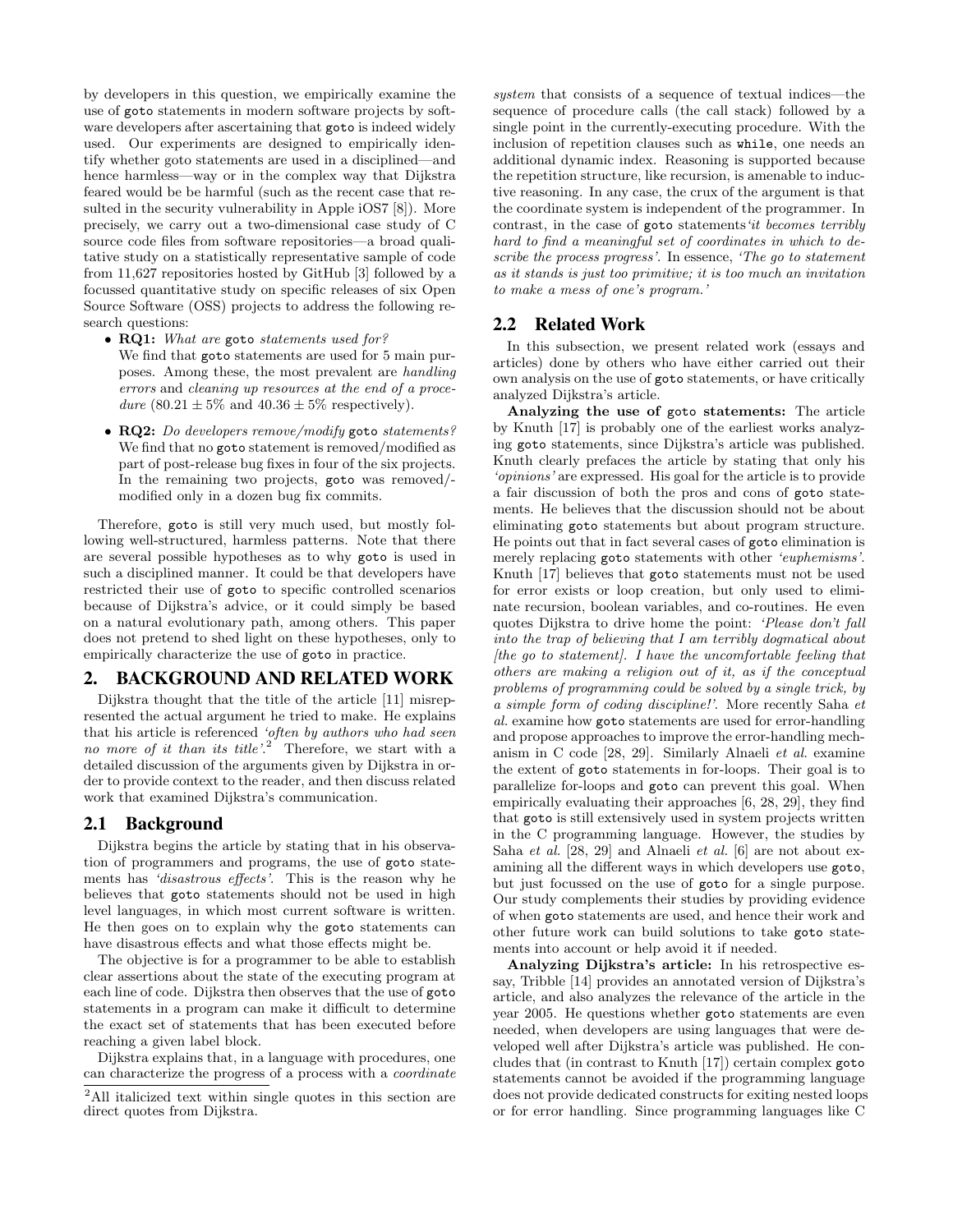by developers in this question, we empirically examine the use of goto statements in modern software projects by software developers after ascertaining that goto is indeed widely used. Our experiments are designed to empirically identify whether goto statements are used in a disciplined—and hence harmless—way or in the complex way that Dijkstra feared would be be harmful (such as the recent case that resulted in the security vulnerability in Apple iOS7 [8]). More precisely, we carry out a two-dimensional case study of C source code files from software repositories—a broad qualitative study on a statistically representative sample of code from 11,627 repositories hosted by GitHub [3] followed by a focussed quantitative study on specific releases of six Open Source Software (OSS) projects to address the following research questions:

- **RQ1:** *What are* goto *statements used for?*
  We find that goto statements are used for 5 main purposes. Among these, the most prevalent are *handling errors* and *cleaning up resources at the end of a procedure* ($80.21 \pm 5\%$ and $40.36 \pm 5\%$ respectively).

- **RQ2:** *Do developers remove/modify* goto *statements?*
  We find that no goto statement is removed/modified as part of post-release bug fixes in four of the six projects. In the remaining two projects, goto was removed/modified only in a dozen bug fix commits.

Therefore, goto is still very much used, but mostly following well-structured, harmless patterns. Note that there are several possible hypotheses as to why goto is used in such a disciplined manner. It could be that developers have restricted their use of goto to specific controlled scenarios because of Dijkstra's advice, or it could simply be based on a natural evolutionary path, among others. This paper does not pretend to shed light on these hypotheses, only to empirically characterize the use of goto in practice.

# 2. BACKGROUND AND RELATED WORK

Dijkstra thought that the title of the article [11] misrepresented the actual argument he tried to make. He explains that his article is referenced *'often by authors who had seen no more of it than its title'*.[2] Therefore, we start with a detailed discussion of the arguments given by Dijkstra in order to provide context to the reader, and then discuss related work that examined Dijkstra's communication.

## 2.1 Background

Dijkstra begins the article by stating that in his observation of programmers and programs, the use of goto statements has *'disastrous effects'*. This is the reason why he believes that goto statements should not be used in high level languages, in which most current software is written. He then goes on to explain why the goto statements can have disastrous effects and what those effects might be.

The objective is for a programmer to be able to establish clear assertions about the state of the executing program at each line of code. Dijkstra then observes that the use of goto statements in a program can make it difficult to determine the exact set of statements that has been executed before reaching a given label block.

Dijkstra explains that, in a language with procedures, one can characterize the progress of a process with a *coordinate system* that consists of a sequence of textual indices—the sequence of procedure calls (the call stack) followed by a single point in the currently-executing procedure. With the inclusion of repetition clauses such as while, one needs an additional dynamic index. Reasoning is supported because the repetition structure, like recursion, is amenable to inductive reasoning. In any case, the crux of the argument is that the coordinate system is independent of the programmer. In contrast, in the case of goto statements *'it becomes terribly hard to find a meaningful set of coordinates in which to describe the process progress'*. In essence, *'The go to statement as it stands is just too primitive; it is too much an invitation to make a mess of one's program.'*

## 2.2 Related Work

In this subsection, we present related work (essays and articles) done by others who have either carried out their own analysis on the use of goto statements, or have critically analyzed Dijkstra's article.

**Analyzing the use of goto statements:** The article by Knuth [17] is probably one of the earliest works analyzing goto statements, since Dijkstra's article was published. Knuth clearly prefaces the article by stating that only his *'opinions'* are expressed. His goal for the article is to provide a fair discussion of both the pros and cons of goto statements. He believes that the discussion should not be about eliminating goto statements but about program structure. He points out that in fact several cases of goto elimination is merely replacing goto statements with other *'euphemisms'*. Knuth [17] believes that goto statements must not be used for error exists or loop creation, but only used to eliminate recursion, boolean variables, and co-routines. He even quotes Dijkstra to drive home the point: *'Please don't fall into the trap of believing that I am terribly dogmatical about [the go to statement]. I have the uncomfortable feeling that others are making a religion out of it, as if the conceptual problems of programming could be solved by a single trick, by a simple form of coding discipline!'*. More recently Saha *et al.* examine how goto statements are used for error-handling and propose approaches to improve the error-handling mechanism in C code [28, 29]. Similarly Alnaeli *et al.* examine the extent of goto statements in for-loops. Their goal is to parallelize for-loops and goto can prevent this goal. When empirically evaluating their approaches [6, 28, 29], they find that goto is still extensively used in system projects written in the C programming language. However, the studies by Saha *et al.* [28, 29] and Alnaeli *et al.* [6] are not about examining all the different ways in which developers use goto, but just focussed on the use of goto for a single purpose. Our study complements their studies by providing evidence of when goto statements are used, and hence their work and other future work can build solutions to take goto statements into account or help avoid it if needed.

**Analyzing Dijkstra's article:** In his retrospective essay, Tribble [14] provides an annotated version of Dijkstra's article, and also analyzes the relevance of the article in the year 2005. He questions whether goto statements are even needed, when developers are using languages that were developed well after Dijkstra's article was published. He concludes that (in contrast to Knuth [17]) certain complex goto statements cannot be avoided if the programming language does not provide dedicated constructs for exiting nested loops or for error handling. Since programming languages like C

[2] All italicized text within single quotes in this section are direct quotes from Dijkstra.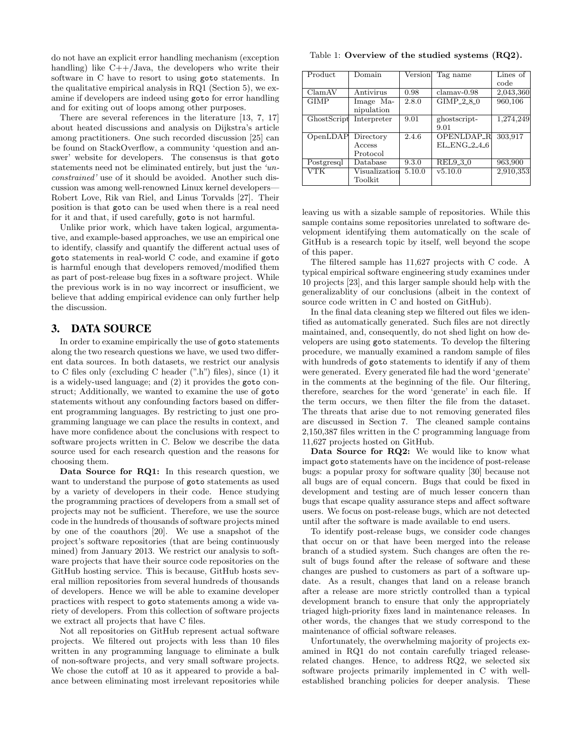do not have an explicit error handling mechanism (exception handling) like C++/Java, the developers who write their software in C have to resort to using `goto` statements. In the qualitative empirical analysis in RQ1 (Section 5), we examine if developers are indeed using `goto` for error handling and for exiting out of loops among other purposes.

There are several references in the literature [13, 7, 17] about heated discussions and analysis on Dijkstra's article among practitioners. One such recorded discussion [25] can be found on StackOverflow, a community 'question and answer' website for developers. The consensus is that `goto` statements need not be eliminated entirely, but just the *'unconstrained'* use of it should be avoided. Another such discussion was among well-renowned Linux kernel developers—Robert Love, Rik van Riel, and Linus Torvalds [27]. Their position is that `goto` can be used when there is a real need for it and that, if used carefully, `goto` is not harmful.

Unlike prior work, which have taken logical, argumentative, and example-based approaches, we use an empirical one to identify, classify and quantify the different actual uses of `goto` statements in real-world C code, and examine if `goto` is harmful enough that developers removed/modified them as part of post-release bug fixes in a software project. While the previous work is in no way incorrect or insufficient, we believe that adding empirical evidence can only further help the discussion.

## 3. DATA SOURCE

In order to examine empirically the use of `goto` statements along the two research questions we have, we used two different data sources. In both datasets, we restrict our analysis to C files only (excluding C header (".h") files), since (1) it is a widely-used language; and (2) it provides the `goto` construct; Additionally, we wanted to examine the use of `goto` statements without any confounding factors based on different programming languages. By restricting to just one programming language we can place the results in context, and have more confidence about the conclusions with respect to software projects written in C. Below we describe the data source used for each research question and the reasons for choosing them.

**Data Source for RQ1:** In this research question, we want to understand the purpose of `goto` statements as used by a variety of developers in their code. Hence studying the programming practices of developers from a small set of projects may not be sufficient. Therefore, we use the source code in the hundreds of thousands of software projects mined by one of the coauthors [20]. We use a snapshot of the project's software repositories (that are being continuously mined) from January 2013. We restrict our analysis to software projects that have their source code repositories on the GitHub hosting service. This is because, GitHub hosts several million repositories from several hundreds of thousands of developers. Hence we will be able to examine developer practices with respect to `goto` statements among a wide variety of developers. From this collection of software projects we extract all projects that have C files.

Not all repositories on GitHub represent actual software projects. We filtered out projects with less than 10 files written in any programming language to eliminate a bulk of non-software projects, and very small software projects. We chose the cutoff at 10 as it appeared to provide a balance between eliminating most irrelevant repositories while leaving us with a sizable sample of repositories. While this sample contains some repositories unrelated to software development identifying them automatically on the scale of GitHub is a research topic by itself, well beyond the scope of this paper.

The filtered sample has 11,627 projects with C code. A typical empirical software engineering study examines under 10 projects [23], and this larger sample should help with the generalizablity of our conclusions (albeit in the context of source code written in C and hosted on GitHub).

In the final data cleaning step we filtered out files we identified as automatically generated. Such files are not directly maintained, and, consequently, do not shed light on how developers are using `goto` statements. To develop the filtering procedure, we manually examined a random sample of files with hundreds of `goto` statements to identify if any of them were generated. Every generated file had the word 'generate' in the comments at the beginning of the file. Our filtering, therefore, searches for the word 'generate' in each file. If the term occurs, we then filter the file from the dataset. The threats that arise due to not removing generated files are discussed in Section 7. The cleaned sample contains 2,150,387 files written in the C programming language from 11,627 projects hosted on GitHub.

**Data Source for RQ2:** We would like to know what impact `goto` statements have on the incidence of post-release bugs: a popular proxy for software quality [30] because not all bugs are of equal concern. Bugs that could be fixed in development and testing are of much lesser concern than bugs that escape quality assurance steps and affect software users. We focus on post-release bugs, which are not detected until after the software is made available to end users.

To identify post-release bugs, we consider code changes that occur on or that have been merged into the release branch of a studied system. Such changes are often the result of bugs found after the release of software and these changes are pushed to customers as part of a software update. As a result, changes that land on a release branch after a release are more strictly controlled than a typical development branch to ensure that only the appropriately triaged high-priority fixes land in maintenance releases. In other words, the changes that we study correspond to the maintenance of official software releases.

Unfortunately, the overwhelming majority of projects examined in RQ1 do not contain carefully triaged release-related changes. Hence, to address RQ2, we selected six software projects primarily implemented in C with well-established branching policies for deeper analysis. These

Table 1: **Overview of the studied systems (RQ2).**

| Product | Domain | Version | Tag name | Lines of code |
|---|---|---|---|---|
| ClamAV | Antivirus | 0.98 | clamav-0.98 | 2,043,360 |
| GIMP | Image Manipulation | 2.8.0 | GIMP_2_8_0 | 960,106 |
| GhostScript | Interpreter | 9.01 | ghostscript-9.01 | 1,274,249 |
| OpenLDAP | Directory Access Protocol | 2.4.6 | OPENLDAP_REL_ENG_2_4_6 | 303,917 |
| Postgresql | Database | 9.3.0 | REL9_3_0 | 963,900 |
| VTK | Visualization Toolkit | 5.10.0 | v5.10.0 | 2,910,353 |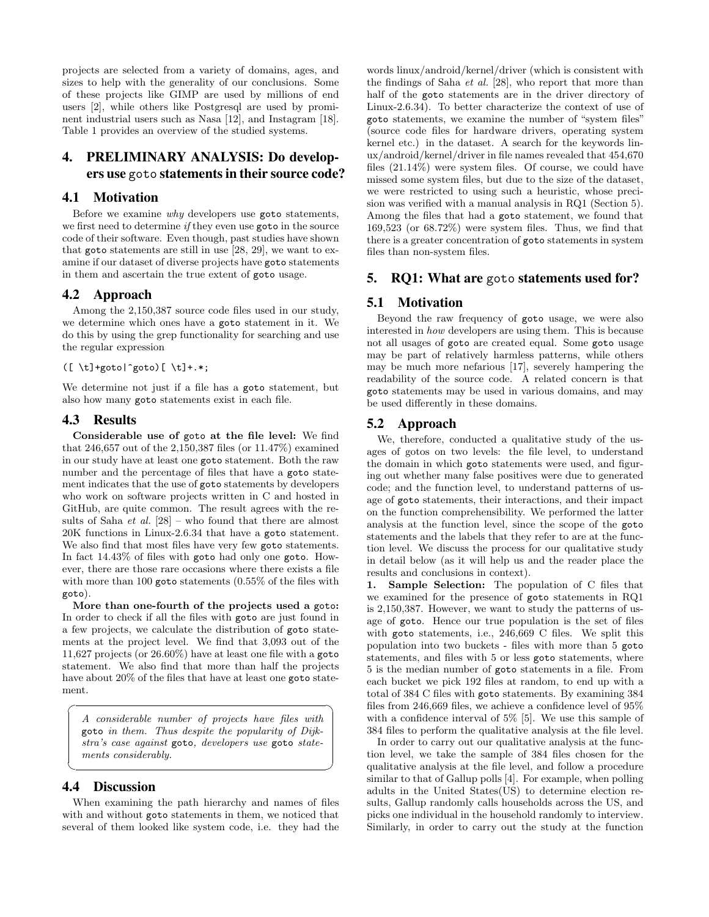projects are selected from a variety of domains, ages, and sizes to help with the generality of our conclusions. Some of these projects like GIMP are used by millions of end users [2], while others like Postgresql are used by prominent industrial users such as Nasa [12], and Instagram [18]. Table 1 provides an overview of the studied systems.

## 4. PRELIMINARY ANALYSIS: Do developers use goto statements in their source code?

### 4.1 Motivation

Before we examine *why* developers use goto statements, we first need to determine *if* they even use goto in the source code of their software. Even though, past studies have shown that goto statements are still in use [28, 29], we want to examine if our dataset of diverse projects have goto statements in them and ascertain the true extent of goto usage.

### 4.2 Approach

Among the 2,150,387 source code files used in our study, we determine which ones have a goto statement in it. We do this by using the grep functionality for searching and use the regular expression

```
([ \t]+goto|^goto)[ \t]+.*;
```

We determine not just if a file has a goto statement, but also how many goto statements exist in each file.

### 4.3 Results

**Considerable use of goto at the file level:** We find that 246,657 out of the 2,150,387 files (or 11.47%) examined in our study have at least one goto statement. Both the raw number and the percentage of files that have a goto statement indicates that the use of goto statements by developers who work on software projects written in C and hosted in GitHub, are quite common. The result agrees with the results of Saha *et al.* [28] – who found that there are almost 20K functions in Linux-2.6.34 that have a goto statement. We also find that most files have very few goto statements. In fact 14.43% of files with goto had only one goto. However, there are those rare occasions where there exists a file with more than 100 goto statements (0.55% of the files with goto).

**More than one-fourth of the projects used a goto:** In order to check if all the files with goto are just found in a few projects, we calculate the distribution of goto statements at the project level. We find that 3,093 out of the 11,627 projects (or 26.60%) have at least one file with a goto statement. We also find that more than half the projects have about 20% of the files that have at least one goto statement.

> *A considerable number of projects have files with* goto *in them. Thus despite the popularity of Dijkstra's case against* goto*, developers use* goto *statements considerably.*

### 4.4 Discussion

When examining the path hierarchy and names of files with and without goto statements in them, we noticed that several of them looked like system code, i.e. they had the words linux/android/kernel/driver (which is consistent with the findings of Saha *et al.* [28], who report that more than half of the goto statements are in the driver directory of Linux-2.6.34). To better characterize the context of use of goto statements, we examine the number of "system files" (source code files for hardware drivers, operating system kernel etc.) in the dataset. A search for the keywords linux/android/kernel/driver in file names revealed that 454,670 files (21.14%) were system files. Of course, we could have missed some system files, but due to the size of the dataset, we were restricted to using such a heuristic, whose precision was verified with a manual analysis in RQ1 (Section 5). Among the files that had a goto statement, we found that 169,523 (or 68.72%) were system files. Thus, we find that there is a greater concentration of goto statements in system files than non-system files.

## 5. RQ1: What are goto statements used for?

### 5.1 Motivation

Beyond the raw frequency of goto usage, we were also interested in *how* developers are using them. This is because not all usages of goto are created equal. Some goto usage may be part of relatively harmless patterns, while others may be much more nefarious [17], severely hampering the readability of the source code. A related concern is that goto statements may be used in various domains, and may be used differently in these domains.

### 5.2 Approach

We, therefore, conducted a qualitative study of the usages of gotos on two levels: the file level, to understand the domain in which goto statements were used, and figuring out whether many false positives were due to generated code; and the function level, to understand patterns of usage of goto statements, their interactions, and their impact on the function comprehensibility. We performed the latter analysis at the function level, since the scope of the goto statements and the labels that they refer to are at the function level. We discuss the process for our qualitative study in detail below (as it will help us and the reader place the results and conclusions in context).

**1. Sample Selection:** The population of C files that we examined for the presence of goto statements in RQ1 is 2,150,387. However, we want to study the patterns of usage of goto. Hence our true population is the set of files with goto statements, i.e., 246,669 C files. We split this population into two buckets - files with more than 5 goto statements, and files with 5 or less goto statements, where 5 is the median number of goto statements in a file. From each bucket we pick 192 files at random, to end up with a total of 384 C files with goto statements. By examining 384 files from 246,669 files, we achieve a confidence level of 95% with a confidence interval of 5% [5]. We use this sample of 384 files to perform the qualitative analysis at the file level.

In order to carry out our qualitative analysis at the function level, we take the sample of 384 files chosen for the qualitative analysis at the file level, and follow a procedure similar to that of Gallup polls [4]. For example, when polling adults in the United States(US) to determine election results, Gallup randomly calls households across the US, and picks one individual in the household randomly to interview. Similarly, in order to carry out the study at the function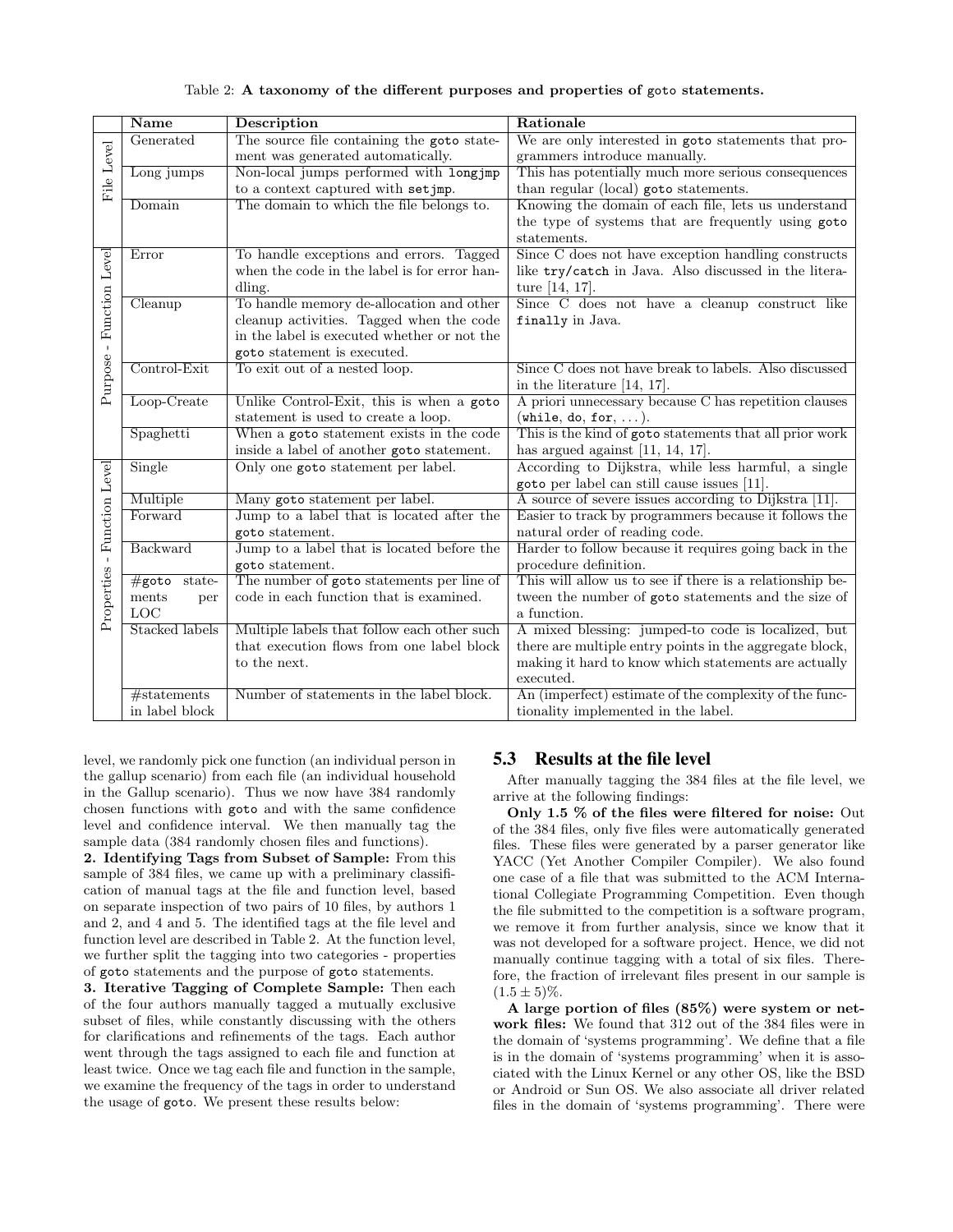Table 2: **A taxonomy of the different purposes and properties of goto statements.**

| | Name | Description | Rationale |
|---|---|---|---|
| File Level | Generated | The source file containing the goto statement was generated automatically. | We are only interested in goto statements that programmers introduce manually. |
| | Long jumps | Non-local jumps performed with longjmp to a context captured with setjmp. | This has potentially much more serious consequences than regular (local) goto statements. |
| | Domain | The domain to which the file belongs to. | Knowing the domain of each file, lets us understand the type of systems that are frequently using goto statements. |
| Purpose - Function Level | Error | To handle exceptions and errors. Tagged when the code in the label is for error handling. | Since C does not have exception handling constructs like try/catch in Java. Also discussed in the literature [14, 17]. |
| | Cleanup | To handle memory de-allocation and other cleanup activities. Tagged when the code in the label is executed whether or not the goto statement is executed. | Since C does not have a cleanup construct like finally in Java. |
| | Control-Exit | To exit out of a nested loop. | Since C does not have break to labels. Also discussed in the literature [14, 17]. |
| | Loop-Create | Unlike Control-Exit, this is when a goto statement is used to create a loop. | A priori unnecessary because C has repetition clauses (while, do, for, ...). |
| | Spaghetti | When a goto statement exists in the code inside a label of another goto statement. | This is the kind of goto statements that all prior work has argued against [11, 14, 17]. |
| Properties - Function Level | Single | Only one goto statement per label. | According to Dijkstra, while less harmful, a single goto per label can still cause issues [11]. |
| | Multiple | Many goto statement per label. | A source of severe issues according to Dijkstra [11]. |
| | Forward | Jump to a label that is located after the goto statement. | Easier to track by programmers because it follows the natural order of reading code. |
| | Backward | Jump to a label that is located before the goto statement. | Harder to follow because it requires going back in the procedure definition. |
| | #goto statements per LOC | The number of goto statements per line of code in each function that is examined. | This will allow us to see if there is a relationship between the number of goto statements and the size of a function. |
| | Stacked labels | Multiple labels that follow each other such that execution flows from one label block to the next. | A mixed blessing: jumped-to code is localized, but there are multiple entry points in the aggregate block, making it hard to know which statements are actually executed. |
| | #statements in label block | Number of statements in the label block. | An (imperfect) estimate of the complexity of the functionality implemented in the label. |

level, we randomly pick one function (an individual person in the gallup scenario) from each file (an individual household in the Gallup scenario). Thus we now have 384 randomly chosen functions with goto and with the same confidence level and confidence interval. We then manually tag the sample data (384 randomly chosen files and functions).

**2. Identifying Tags from Subset of Sample:** From this sample of 384 files, we came up with a preliminary classification of manual tags at the file and function level, based on separate inspection of two pairs of 10 files, by authors 1 and 2, and 4 and 5. The identified tags at the file level and function level are described in Table 2. At the function level, we further split the tagging into two categories - properties of goto statements and the purpose of goto statements.

**3. Iterative Tagging of Complete Sample:** Then each of the four authors manually tagged a mutually exclusive subset of files, while constantly discussing with the others for clarifications and refinements of the tags. Each author went through the tags assigned to each file and function at least twice. Once we tag each file and function in the sample, we examine the frequency of the tags in order to understand the usage of goto. We present these results below:

## 5.3 Results at the file level

After manually tagging the 384 files at the file level, we arrive at the following findings:

**Only 1.5 % of the files were filtered for noise:** Out of the 384 files, only five files were automatically generated files. These files were generated by a parser generator like YACC (Yet Another Compiler Compiler). We also found one case of a file that was submitted to the ACM International Collegiate Programming Competition. Even though the file submitted to the competition is a software program, we remove it from further analysis, since we know that it was not developed for a software project. Hence, we did not manually continue tagging with a total of six files. Therefore, the fraction of irrelevant files present in our sample is $(1.5 \pm 5)\%$.

**A large portion of files (85%) were system or network files:** We found that 312 out of the 384 files were in the domain of 'systems programming'. We define that a file is in the domain of 'systems programming' when it is associated with the Linux Kernel or any other OS, like the BSD or Android or Sun OS. We also associate all driver related files in the domain of 'systems programming'. There were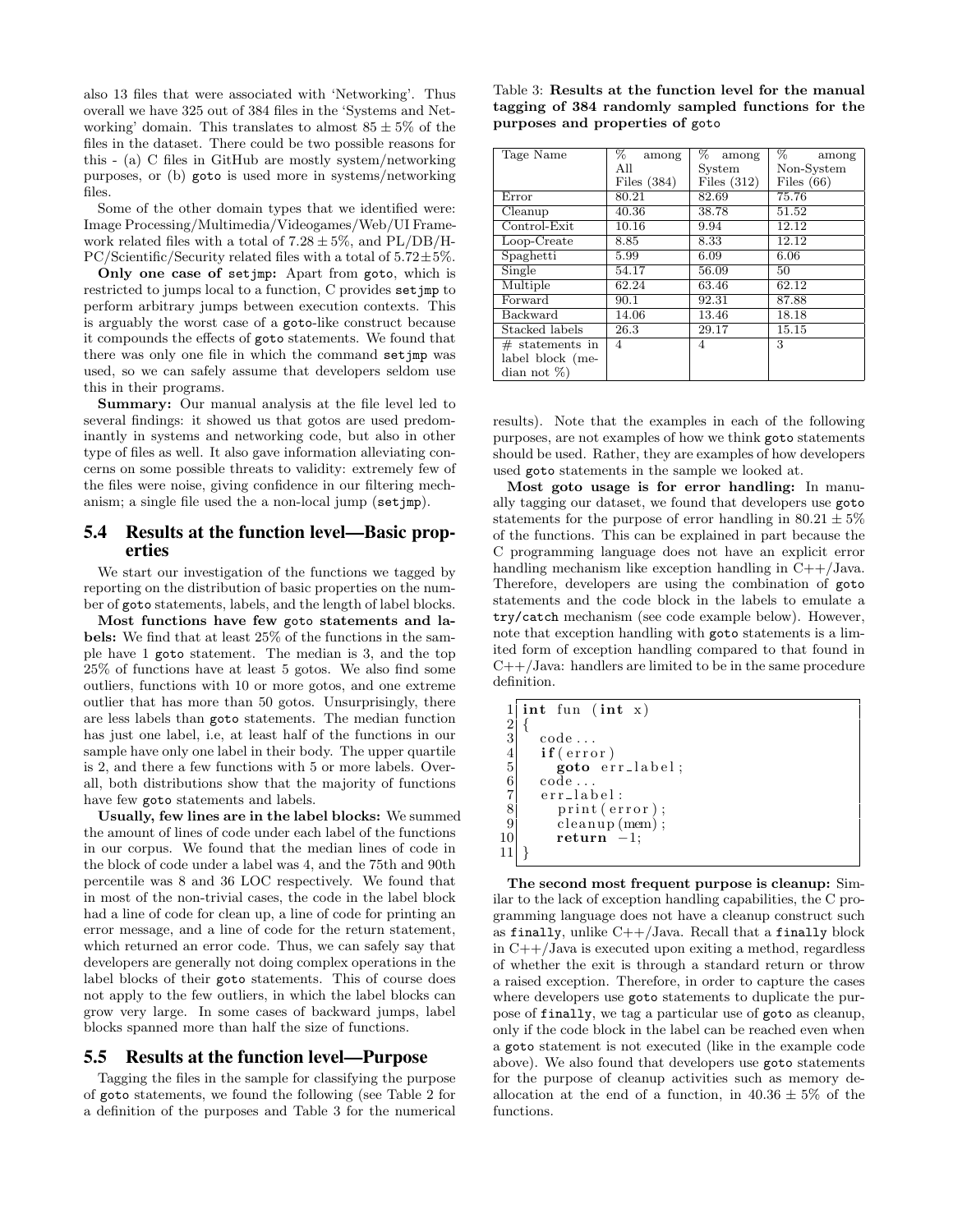also 13 files that were associated with 'Networking'. Thus overall we have 325 out of 384 files in the 'Systems and Networking' domain. This translates to almost $85 \pm 5\%$ of the files in the dataset. There could be two possible reasons for this - (a) C files in GitHub are mostly system/networking purposes, or (b) goto is used more in systems/networking files.

Some of the other domain types that we identified were: Image Processing/Multimedia/Videogames/Web/UI Framework related files with a total of $7.28 \pm 5\%$, and PL/DB/HPC/Scientific/Security related files with a total of $5.72 \pm 5\%$.

**Only one case of setjmp:** Apart from goto, which is restricted to jumps local to a function, C provides setjmp to perform arbitrary jumps between execution contexts. This is arguably the worst case of a goto-like construct because it compounds the effects of goto statements. We found that there was only one file in which the command setjmp was used, so we can safely assume that developers seldom use this in their programs.

**Summary:** Our manual analysis at the file level led to several findings: it showed us that gotos are used predominantly in systems and networking code, but also in other type of files as well. It also gave information alleviating concerns on some possible threats to validity: extremely few of the files were noise, giving confidence in our filtering mechanism; a single file used the a non-local jump (setjmp).

## 5.4 Results at the function level—Basic properties

We start our investigation of the functions we tagged by reporting on the distribution of basic properties on the number of goto statements, labels, and the length of label blocks.

**Most functions have few goto statements and labels:** We find that at least 25% of the functions in the sample have 1 goto statement. The median is 3, and the top 25% of functions have at least 5 gotos. We also find some outliers, functions with 10 or more gotos, and one extreme outlier that has more than 50 gotos. Unsurprisingly, there are less labels than goto statements. The median function has just one label, i.e, at least half of the functions in our sample have only one label in their body. The upper quartile is 2, and there a few functions with 5 or more labels. Overall, both distributions show that the majority of functions have few goto statements and labels.

**Usually, few lines are in the label blocks:** We summed the amount of lines of code under each label of the functions in our corpus. We found that the median lines of code in the block of code under a label was 4, and the 75th and 90th percentile was 8 and 36 LOC respectively. We found that in most of the non-trivial cases, the code in the label block had a line of code for clean up, a line of code for printing an error message, and a line of code for the return statement, which returned an error code. Thus, we can safely say that developers are generally not doing complex operations in the label blocks of their goto statements. This of course does not apply to the few outliers, in which the label blocks can grow very large. In some cases of backward jumps, label blocks spanned more than half the size of functions.

## 5.5 Results at the function level—Purpose

Tagging the files in the sample for classifying the purpose of goto statements, we found the following (see Table 2 for a definition of the purposes and Table 3 for the numerical results). Note that the examples in each of the following purposes, are not examples of how we think goto statements should be used. Rather, they are examples of how developers used goto statements in the sample we looked at.

Table 3: **Results at the function level for the manual tagging of 384 randomly sampled functions for the purposes and properties of goto**

| Tage Name | % among All Files (384) | % among System Files (312) | % among Non-System Files (66) |
|---|---|---|---|
| Error | 80.21 | 82.69 | 75.76 |
| Cleanup | 40.36 | 38.78 | 51.52 |
| Control-Exit | 10.16 | 9.94 | 12.12 |
| Loop-Create | 8.85 | 8.33 | 12.12 |
| Spaghetti | 5.99 | 6.09 | 6.06 |
| Single | 54.17 | 56.09 | 50 |
| Multiple | 62.24 | 63.46 | 62.12 |
| Forward | 90.1 | 92.31 | 87.88 |
| Backward | 14.06 | 13.46 | 18.18 |
| Stacked labels | 26.3 | 29.17 | 15.15 |
| # statements in label block (median not %) | 4 | 4 | 3 |

**Most goto usage is for error handling:** In manually tagging our dataset, we found that developers use goto statements for the purpose of error handling in $80.21 \pm 5\%$ of the functions. This can be explained in part because the C programming language does not have an explicit error handling mechanism like exception handling in C++/Java. Therefore, developers are using the combination of goto statements and the code block in the labels to emulate a try/catch mechanism (see code example below). However, note that exception handling with goto statements is a limited form of exception handling compared to that found in C++/Java: handlers are limited to be in the same procedure definition.

```
1  int fun (int x)
2  {
3    code...
4    if(error)
5      goto err_label;
6    code...
7    err_label:
8      print(error);
9      cleanup(mem);
10     return -1;
11 }
```

**The second most frequent purpose is cleanup:** Similar to the lack of exception handling capabilities, the C programming language does not have a cleanup construct such as finally, unlike C++/Java. Recall that a finally block in C++/Java is executed upon exiting a method, regardless of whether the exit is through a standard return or throw a raised exception. Therefore, in order to capture the cases where developers use goto statements to duplicate the purpose of finally, we tag a particular use of goto as cleanup, only if the code block in the label can be reached even when a goto statement is not executed (like in the example code above). We also found that developers use goto statements for the purpose of cleanup activities such as memory deallocation at the end of a function, in $40.36 \pm 5\%$ of the functions.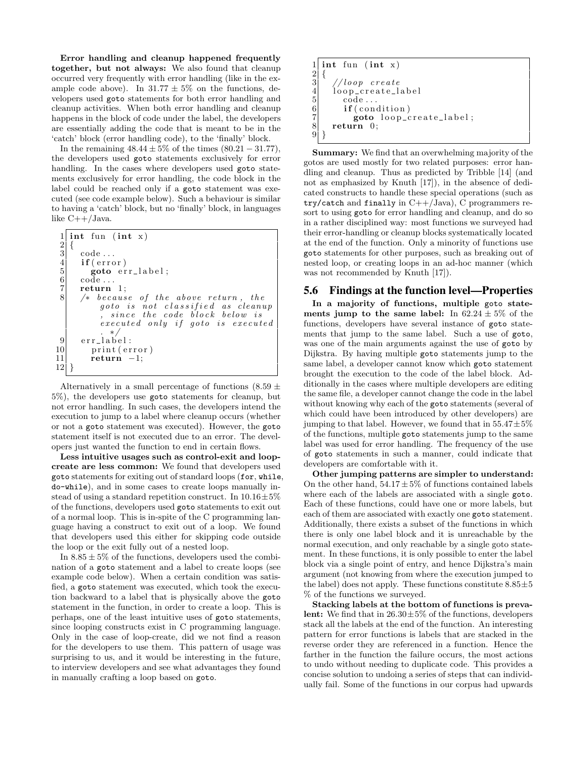**Error handling and cleanup happened frequently together, but not always:** We also found that cleanup occurred very frequently with error handling (like in the example code above). In $31.77 \pm 5\%$ on the functions, developers used goto statements for both error handling and cleanup activities. When both error handling and cleanup happens in the block of code under the label, the developers are essentially adding the code that is meant to be in the 'catch' block (error handling code), to the 'finally' block.

In the remaining $48.44 \pm 5\%$ of the times $(80.21 - 31.77)$, the developers used goto statements exclusively for error handling. In the cases where developers used goto statements exclusively for error handling, the code block in the label could be reached only if a goto statement was executed (see code example below). Such a behaviour is similar to having a 'catch' block, but no 'finally' block, in languages like C++/Java.

```
1  int fun (int x)
2  {
3    code...
4    if(error)
5      goto err_label;
6    code...
7    return 1;
8    /* because of the above return, the
         goto is not classified as cleanup
         , since the code block below is
         executed only if goto is executed
         . */
9    err_label:
10     print(error)
11     return -1;
12 }
```

Alternatively in a small percentage of functions ($8.59 \pm 5\%$), the developers use goto statements for cleanup, but not error handling. In such cases, the developers intend the execution to jump to a label where cleanup occurs (whether or not a goto statement was executed). However, the goto statement itself is not executed due to an error. The developers just wanted the function to end in certain flows.

**Less intuitive usages such as control-exit and loop-create are less common:** We found that developers used goto statements for exiting out of standard loops (for, while, do-while), and in some cases to create loops manually instead of using a standard repetition construct. In $10.16 \pm 5\%$ of the functions, developers used goto statements to exit out of a normal loop. This is in-spite of the C programming language having a construct to exit out of a loop. We found that developers used this either for skipping code outside the loop or the exit fully out of a nested loop.

In $8.85 \pm 5\%$ of the functions, developers used the combination of a goto statement and a label to create loops (see example code below). When a certain condition was satisfied, a goto statement was executed, which took the execution backward to a label that is physically above the goto statement in the function, in order to create a loop. This is perhaps, one of the least intuitive uses of goto statements, since looping constructs exist in C programming language. Only in the case of loop-create, did we not find a reason for the developers to use them. This pattern of usage was surprising to us, and it would be interesting in the future, to interview developers and see what advantages they found in manually crafting a loop based on goto.

```
1  int fun (int x)
2  {
3    //loop create
4    loop_create_label
5      code...
6      if(condition)
7        goto loop_create_label;
8    return 0;
9  }
```

**Summary:** We find that an overwhelming majority of the gotos are used mostly for two related purposes: error handling and cleanup. Thus as predicted by Tribble [14] (and not as emphasized by Knuth [17]), in the absence of dedicated constructs to handle these special operations (such as try/catch and finally in C++/Java), C programmers resort to using goto for error handling and cleanup, and do so in a rather disciplined way: most functions we surveyed had their error-handling or cleanup blocks systematically located at the end of the function. Only a minority of functions use goto statements for other purposes, such as breaking out of nested loop, or creating loops in an ad-hoc manner (which was not recommended by Knuth [17]).

## 5.6 Findings at the function level—Properties

**In a majority of functions, multiple goto statements jump to the same label:** In $62.24 \pm 5\%$ of the functions, developers have several instance of goto statements that jump to the same label. Such a use of goto, was one of the main arguments against the use of goto by Dijkstra. By having multiple goto statements jump to the same label, a developer cannot know which goto statement brought the execution to the code of the label block. Additionally in the cases where multiple developers are editing the same file, a developer cannot change the code in the label without knowing why each of the goto statements (several of which could have been introduced by other developers) are jumping to that label. However, we found that in $55.47 \pm 5\%$ of the functions, multiple goto statements jump to the same label was used for error handling. The frequency of the use of goto statements in such a manner, could indicate that developers are comfortable with it.

**Other jumping patterns are simpler to understand:** On the other hand, $54.17 \pm 5\%$ of functions contained labels where each of the labels are associated with a single goto. Each of these functions, could have one or more labels, but each of them are associated with exactly one goto statement. Additionally, there exists a subset of the functions in which there is only one label block and it is unreachable by the normal execution, and only reachable by a single goto statement. In these functions, it is only possible to enter the label block via a single point of entry, and hence Dijkstra's main argument (not knowing from where the execution jumped to the label) does not apply. These functions constitute $8.85 \pm 5$ % of the functions we surveyed.

**Stacking labels at the bottom of functions is prevalent:** We find that in $26.30 \pm 5\%$ of the functions, developers stack all the labels at the end of the function. An interesting pattern for error functions is labels that are stacked in the reverse order they are referenced in a function. Hence the farther in the function the failure occurs, the most actions to undo without needing to duplicate code. This provides a concise solution to undoing a series of steps that can individually fail. Some of the functions in our corpus had upwards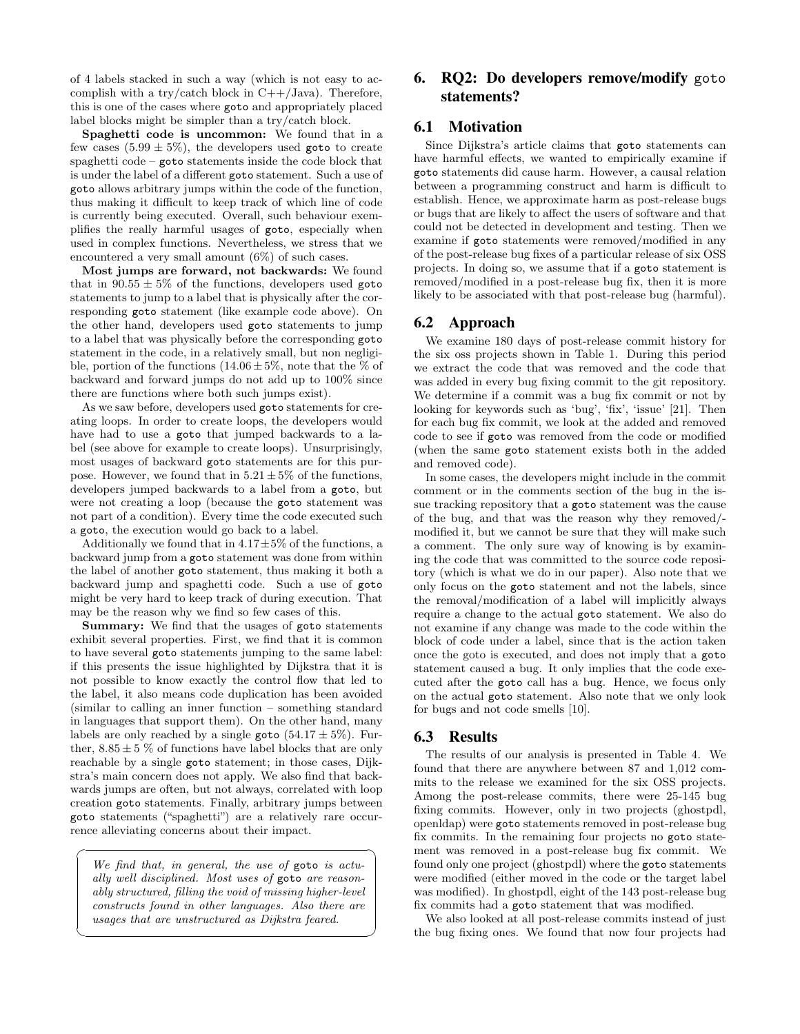of 4 labels stacked in such a way (which is not easy to accomplish with a try/catch block in C++/Java). Therefore, this is one of the cases where goto and appropriately placed label blocks might be simpler than a try/catch block.

**Spaghetti code is uncommon:** We found that in a few cases ($5.99 \pm 5\%$), the developers used goto to create spaghetti code – goto statements inside the code block that is under the label of a different goto statement. Such a use of goto allows arbitrary jumps within the code of the function, thus making it difficult to keep track of which line of code is currently being executed. Overall, such behaviour exemplifies the really harmful usages of goto, especially when used in complex functions. Nevertheless, we stress that we encountered a very small amount (6%) of such cases.

**Most jumps are forward, not backwards:** We found that in $90.55 \pm 5\%$ of the functions, developers used goto statements to jump to a label that is physically after the corresponding goto statement (like example code above). On the other hand, developers used goto statements to jump to a label that was physically before the corresponding goto statement in the code, in a relatively small, but non negligible, portion of the functions ($14.06 \pm 5\%$, note that the % of backward and forward jumps do not add up to 100% since there are functions where both such jumps exist).

As we saw before, developers used goto statements for creating loops. In order to create loops, the developers would have had to use a goto that jumped backwards to a label (see above for example to create loops). Unsurprisingly, most usages of backward goto statements are for this purpose. However, we found that in $5.21 \pm 5\%$ of the functions, developers jumped backwards to a label from a goto, but were not creating a loop (because the goto statement was not part of a condition). Every time the code executed such a goto, the execution would go back to a label.

Additionally we found that in $4.17 \pm 5\%$ of the functions, a backward jump from a goto statement was done from within the label of another goto statement, thus making it both a backward jump and spaghetti code. Such a use of goto might be very hard to keep track of during execution. That may be the reason why we find so few cases of this.

**Summary:** We find that the usages of goto statements exhibit several properties. First, we find that it is common to have several goto statements jumping to the same label: if this presents the issue highlighted by Dijkstra that it is not possible to know exactly the control flow that led to the label, it also means code duplication has been avoided (similar to calling an inner function – something standard in languages that support them). On the other hand, many labels are only reached by a single goto ($54.17 \pm 5\%$). Further, $8.85 \pm 5$ % of functions have label blocks that are only reachable by a single goto statement; in those cases, Dijkstra's main concern does not apply. We also find that backwards jumps are often, but not always, correlated with loop creation goto statements. Finally, arbitrary jumps between goto statements ("spaghetti") are a relatively rare occurrence alleviating concerns about their impact.

> *We find that, in general, the use of* goto *is actually well disciplined. Most uses of* goto *are reasonably structured, filling the void of missing higher-level constructs found in other languages. Also there are usages that are unstructured as Dijkstra feared.*

## 6. RQ2: Do developers remove/modify goto statements?

### 6.1 Motivation

Since Dijkstra's article claims that goto statements can have harmful effects, we wanted to empirically examine if goto statements did cause harm. However, a causal relation between a programming construct and harm is difficult to establish. Hence, we approximate harm as post-release bugs or bugs that are likely to affect the users of software and that could not be detected in development and testing. Then we examine if goto statements were removed/modified in any of the post-release bug fixes of a particular release of six OSS projects. In doing so, we assume that if a goto statement is removed/modified in a post-release bug fix, then it is more likely to be associated with that post-release bug (harmful).

### 6.2 Approach

We examine 180 days of post-release commit history for the six oss projects shown in Table 1. During this period we extract the code that was removed and the code that was added in every bug fixing commit to the git repository. We determine if a commit was a bug fix commit or not by looking for keywords such as 'bug', 'fix', 'issue' [21]. Then for each bug fix commit, we look at the added and removed code to see if goto was removed from the code or modified (when the same goto statement exists both in the added and removed code).

In some cases, the developers might include in the commit comment or in the comments section of the bug in the issue tracking repository that a goto statement was the cause of the bug, and that was the reason why they removed/-modified it, but we cannot be sure that they will make such a comment. The only sure way of knowing is by examining the code that was committed to the source code repository (which is what we do in our paper). Also note that we only focus on the goto statement and not the labels, since the removal/modification of a label will implicitly always require a change to the actual goto statement. We also do not examine if any change was made to the code within the block of code under a label, since that is the action taken once the goto is executed, and does not imply that a goto statement caused a bug. It only implies that the code executed after the goto call has a bug. Hence, we focus only on the actual goto statement. Also note that we only look for bugs and not code smells [10].

### 6.3 Results

The results of our analysis is presented in Table 4. We found that there are anywhere between 87 and 1,012 commits to the release we examined for the six OSS projects. Among the post-release commits, there were 25-145 bug fixing commits. However, only in two projects (ghostpdl, openldap) were goto statements removed in post-release bug fix commits. In the remaining four projects no goto statement was removed in a post-release bug fix commit. We found only one project (ghostpdl) where the goto statements were modified (either moved in the code or the target label was modified). In ghostpdl, eight of the 143 post-release bug fix commits had a goto statement that was modified.

We also looked at all post-release commits instead of just the bug fixing ones. We found that now four projects had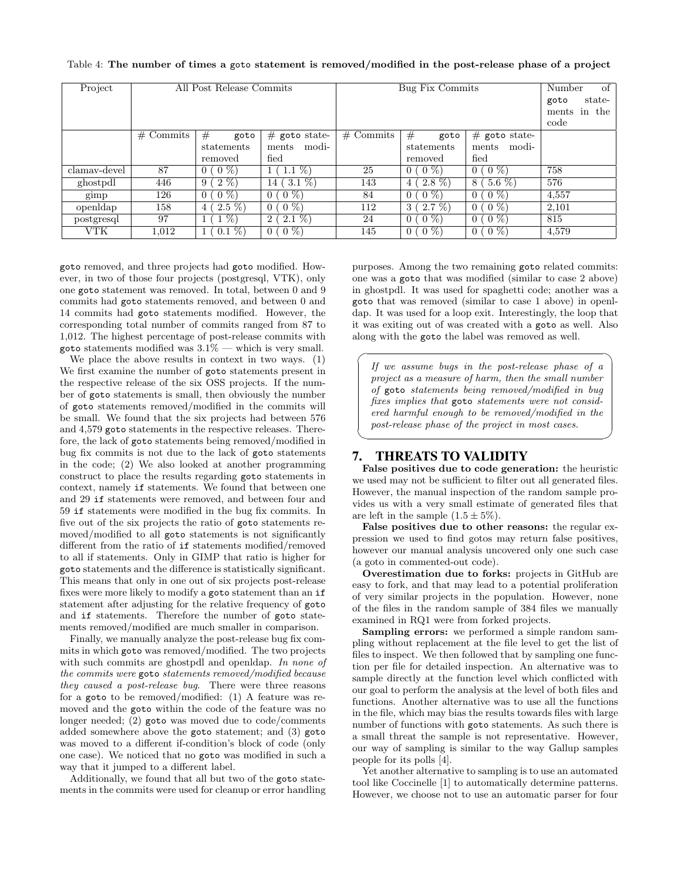Table 4: **The number of times a goto statement is removed/modified in the post-release phase of a project**

| Project | All Post Release Commits | | | Bug Fix Commits | | | Number of goto statements in the code |
|---|---|---|---|---|---|---|---|
| | # Commits | # goto statements removed | # goto statements modified | # Commits | # goto statements removed | # goto statements modified | |
| clamav-devel | 87 | 0 ( 0 %) | 1 ( 1.1 %) | 25 | 0 ( 0 %) | 0 ( 0 %) | 758 |
| ghostpdl | 446 | 9 ( 2 %) | 14 ( 3.1 %) | 143 | 4 ( 2.8 %) | 8 ( 5.6 %) | 576 |
| gimp | 126 | 0 ( 0 %) | 0 ( 0 %) | 84 | 0 ( 0 %) | 0 ( 0 %) | 4,557 |
| openldap | 158 | 4 ( 2.5 %) | 0 ( 0 %) | 112 | 3 ( 2.7 %) | 0 ( 0 %) | 2,101 |
| postgresql | 97 | 1 ( 1 %) | 2 ( 2.1 %) | 24 | 0 ( 0 %) | 0 ( 0 %) | 815 |
| VTK | 1,012 | 1 ( 0.1 %) | 0 ( 0 %) | 145 | 0 ( 0 %) | 0 ( 0 %) | 4,579 |

goto removed, and three projects had goto modified. However, in two of those four projects (postgresql, VTK), only one goto statement was removed. In total, between 0 and 9 commits had goto statements removed, and between 0 and 14 commits had goto statements modified. However, the corresponding total number of commits ranged from 87 to 1,012. The highest percentage of post-release commits with goto statements modified was 3.1% — which is very small.

We place the above results in context in two ways. (1) We first examine the number of goto statements present in the respective release of the six OSS projects. If the number of goto statements is small, then obviously the number of goto statements removed/modified in the commits will be small. We found that the six projects had between 576 and 4,579 goto statements in the respective releases. Therefore, the lack of goto statements being removed/modified in bug fix commits is not due to the lack of goto statements in the code; (2) We also looked at another programming construct to place the results regarding goto statements in context, namely if statements. We found that between one and 29 if statements were removed, and between four and 59 if statements were modified in the bug fix commits. In five out of the six projects the ratio of goto statements removed/modified to all goto statements is not significantly different from the ratio of if statements modified/removed to all if statements. Only in GIMP that ratio is higher for goto statements and the difference is statistically significant. This means that only in one out of six projects post-release fixes were more likely to modify a goto statement than an if statement after adjusting for the relative frequency of goto and if statements. Therefore the number of goto statements removed/modified are much smaller in comparison.

Finally, we manually analyze the post-release bug fix commits in which goto was removed/modified. The two projects with such commits are ghostpdl and openldap. *In none of the commits were* goto *statements removed/modified because they caused a post-release bug*. There were three reasons for a goto to be removed/modified: (1) A feature was removed and the goto within the code of the feature was no longer needed; (2) goto was moved due to code/comments added somewhere above the goto statement; and (3) goto was moved to a different if-condition's block of code (only one case). We noticed that no goto was modified in such a way that it jumped to a different label.

Additionally, we found that all but two of the goto statements in the commits were used for cleanup or error handling purposes. Among the two remaining goto related commits: one was a goto that was modified (similar to case 2 above) in ghostpdl. It was used for spaghetti code; another was a goto that was removed (similar to case 1 above) in openldap. It was used for a loop exit. Interestingly, the loop that it was exiting out of was created with a goto as well. Also along with the goto the label was removed as well.

> *If we assume bugs in the post-release phase of a project as a measure of harm, then the small number of* goto *statements being removed/modified in bug fixes implies that* goto *statements were not considered harmful enough to be removed/modified in the post-release phase of the project in most cases.*

## 7. THREATS TO VALIDITY

**False positives due to code generation:** the heuristic we used may not be sufficient to filter out all generated files. However, the manual inspection of the random sample provides us with a very small estimate of generated files that are left in the sample ($1.5 \pm 5\%$).

**False positives due to other reasons:** the regular expression we used to find gotos may return false positives, however our manual analysis uncovered only one such case (a goto in commented-out code).

**Overestimation due to forks:** projects in GitHub are easy to fork, and that may lead to a potential proliferation of very similar projects in the population. However, none of the files in the random sample of 384 files we manually examined in RQ1 were from forked projects.

**Sampling errors:** we performed a simple random sampling without replacement at the file level to get the list of files to inspect. We then followed that by sampling one function per file for detailed inspection. An alternative was to sample directly at the function level which conflicted with our goal to perform the analysis at the level of both files and functions. Another alternative was to use all the functions in the file, which may bias the results towards files with large number of functions with goto statements. As such there is a small threat the sample is not representative. However, our way of sampling is similar to the way Gallup samples people for its polls [4].

Yet another alternative to sampling is to use an automated tool like Coccinelle [1] to automatically determine patterns. However, we choose not to use an automatic parser for four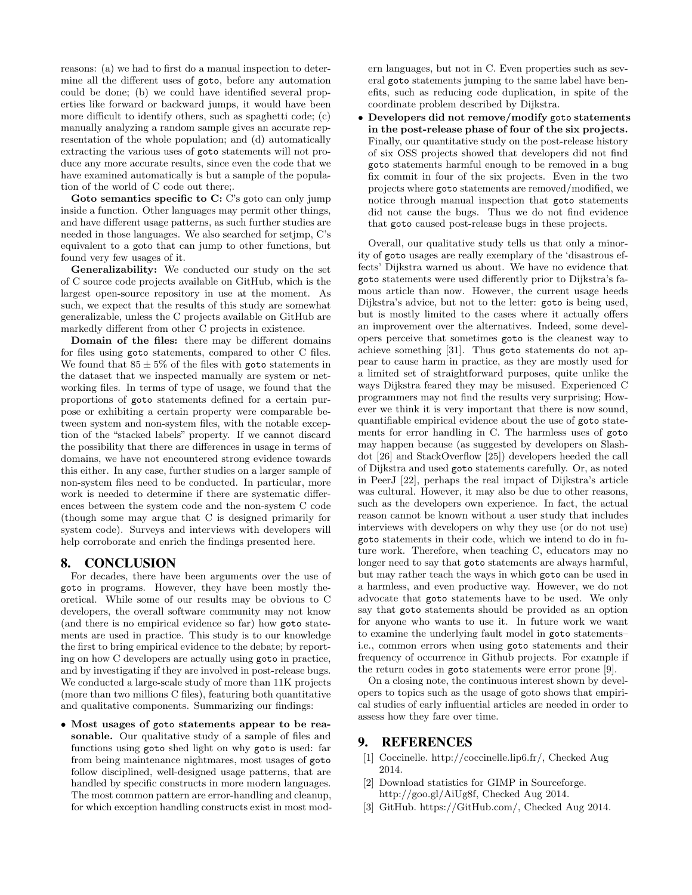reasons: (a) we had to first do a manual inspection to determine all the different uses of goto, before any automation could be done; (b) we could have identified several properties like forward or backward jumps, it would have been more difficult to identify others, such as spaghetti code; (c) manually analyzing a random sample gives an accurate representation of the whole population; and (d) automatically extracting the various uses of goto statements will not produce any more accurate results, since even the code that we have examined automatically is but a sample of the population of the world of C code out there;.

**Goto semantics specific to C:** C's goto can only jump inside a function. Other languages may permit other things, and have different usage patterns, as such further studies are needed in those languages. We also searched for setjmp, C's equivalent to a goto that can jump to other functions, but found very few usages of it.

**Generalizability:** We conducted our study on the set of C source code projects available on GitHub, which is the largest open-source repository in use at the moment. As such, we expect that the results of this study are somewhat generalizable, unless the C projects available on GitHub are markedly different from other C projects in existence.

**Domain of the files:** there may be different domains for files using goto statements, compared to other C files. We found that $85 \pm 5\%$ of the files with goto statements in the dataset that we inspected manually are system or networking files. In terms of type of usage, we found that the proportions of goto statements defined for a certain purpose or exhibiting a certain property were comparable between system and non-system files, with the notable exception of the "stacked labels" property. If we cannot discard the possibility that there are differences in usage in terms of domains, we have not encountered strong evidence towards this either. In any case, further studies on a larger sample of non-system files need to be conducted. In particular, more work is needed to determine if there are systematic differences between the system code and the non-system C code (though some may argue that C is designed primarily for system code). Surveys and interviews with developers will help corroborate and enrich the findings presented here.

# 8. CONCLUSION

For decades, there have been arguments over the use of goto in programs. However, they have been mostly theoretical. While some of our results may be obvious to C developers, the overall software community may not know (and there is no empirical evidence so far) how goto statements are used in practice. This study is to our knowledge the first to bring empirical evidence to the debate; by reporting on how C developers are actually using goto in practice, and by investigating if they are involved in post-release bugs. We conducted a large-scale study of more than 11K projects (more than two millions C files), featuring both quantitative and qualitative components. Summarizing our findings:

- **Most usages of goto statements appear to be reasonable.** Our qualitative study of a sample of files and functions using goto shed light on why goto is used: far from being maintenance nightmares, most usages of goto follow disciplined, well-designed usage patterns, that are handled by specific constructs in more modern languages. The most common pattern are error-handling and cleanup, for which exception handling constructs exist in most modern languages, but not in C. Even properties such as several goto statements jumping to the same label have benefits, such as reducing code duplication, in spite of the coordinate problem described by Dijkstra.
- **Developers did not remove/modify goto statements in the post-release phase of four of the six projects.** Finally, our quantitative study on the post-release history of six OSS projects showed that developers did not find goto statements harmful enough to be removed in a bug fix commit in four of the six projects. Even in the two projects where goto statements are removed/modified, we notice through manual inspection that goto statements did not cause the bugs. Thus we do not find evidence that goto caused post-release bugs in these projects.

Overall, our qualitative study tells us that only a minority of goto usages are really exemplary of the 'disastrous effects' Dijkstra warned us about. We have no evidence that goto statements were used differently prior to Dijkstra's famous article than now. However, the current usage heeds Dijkstra's advice, but not to the letter: goto is being used, but is mostly limited to the cases where it actually offers an improvement over the alternatives. Indeed, some developers perceive that sometimes goto is the cleanest way to achieve something [31]. Thus goto statements do not appear to cause harm in practice, as they are mostly used for a limited set of straightforward purposes, quite unlike the ways Dijkstra feared they may be misused. Experienced C programmers may not find the results very surprising; However we think it is very important that there is now sound, quantifiable empirical evidence about the use of goto statements for error handling in C. The harmless uses of goto may happen because (as suggested by developers on Slashdot [26] and StackOverflow [25]) developers heeded the call of Dijkstra and used goto statements carefully. Or, as noted in PeerJ [22], perhaps the real impact of Dijkstra's article was cultural. However, it may also be due to other reasons, such as the developers own experience. In fact, the actual reason cannot be known without a user study that includes interviews with developers on why they use (or do not use) goto statements in their code, which we intend to do in future work. Therefore, when teaching C, educators may no longer need to say that goto statements are always harmful, but may rather teach the ways in which goto can be used in a harmless, and even productive way. However, we do not advocate that goto statements have to be used. We only say that goto statements should be provided as an option for anyone who wants to use it. In future work we want to examine the underlying fault model in goto statements– i.e., common errors when using goto statements and their frequency of occurrence in Github projects. For example if the return codes in goto statements were error prone [9].

On a closing note, the continuous interest shown by developers to topics such as the usage of goto shows that empirical studies of early influential articles are needed in order to assess how they fare over time.

# 9. REFERENCES

[1] Coccinelle. http://coccinelle.lip6.fr/, Checked Aug 2014.

[2] Download statistics for GIMP in Sourceforge. http://goo.gl/AiUg8f, Checked Aug 2014.

[3] GitHub. https://GitHub.com/, Checked Aug 2014.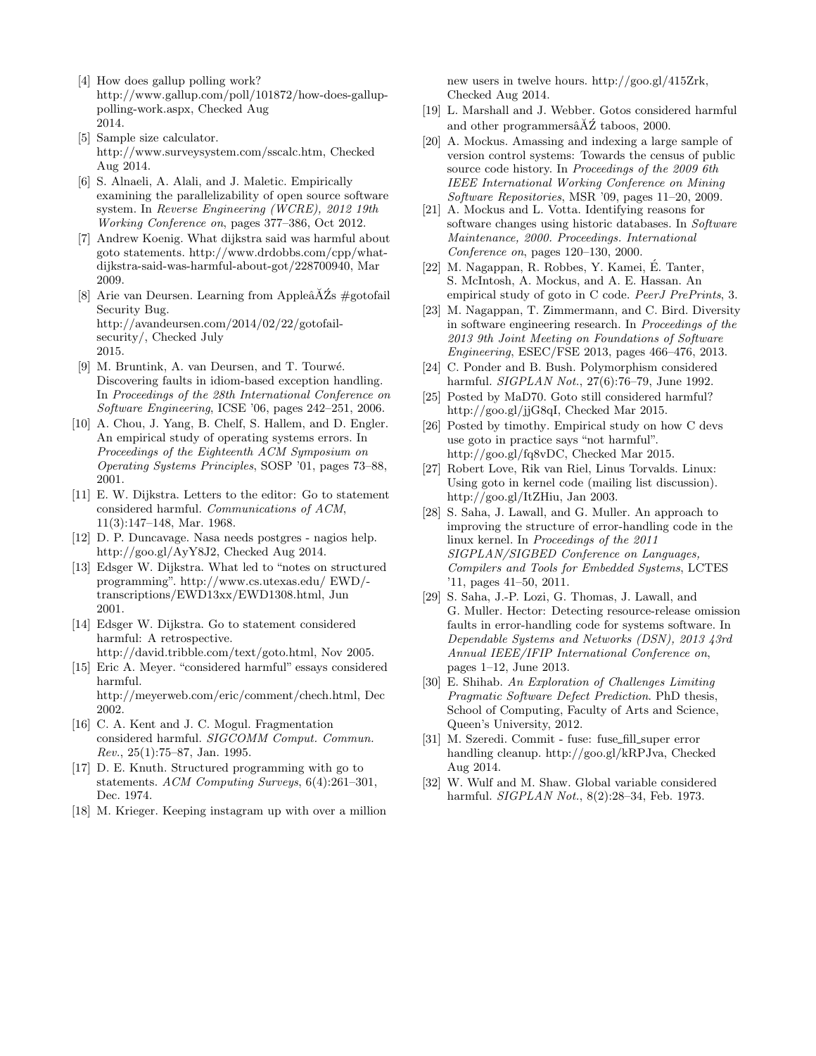[4] How does gallup polling work? http://www.gallup.com/poll/101872/how-does-gallup-polling-work.aspx, Checked Aug 2014.

[5] Sample size calculator. http://www.surveysystem.com/sscalc.htm, Checked Aug 2014.

[6] S. Alnaeli, A. Alali, and J. Maletic. Empirically examining the parallelizability of open source software system. In *Reverse Engineering (WCRE), 2012 19th Working Conference on*, pages 377–386, Oct 2012.

[7] Andrew Koenig. What dijkstra said was harmful about goto statements. http://www.drdobbs.com/cpp/what-dijkstra-said-was-harmful-about-got/228700940, Mar 2009.

[8] Arie van Deursen. Learning from AppleâĂŹs #gotofail Security Bug. http://avandeursen.com/2014/02/22/gotofail-security/, Checked July 2015.

[9] M. Bruntink, A. van Deursen, and T. Tourwé. Discovering faults in idiom-based exception handling. In *Proceedings of the 28th International Conference on Software Engineering*, ICSE '06, pages 242–251, 2006.

[10] A. Chou, J. Yang, B. Chelf, S. Hallem, and D. Engler. An empirical study of operating systems errors. In *Proceedings of the Eighteenth ACM Symposium on Operating Systems Principles*, SOSP '01, pages 73–88, 2001.

[11] E. W. Dijkstra. Letters to the editor: Go to statement considered harmful. *Communications of ACM*, 11(3):147–148, Mar. 1968.

[12] D. P. Duncavage. Nasa needs postgres - nagios help. http://goo.gl/AyY8J2, Checked Aug 2014.

[13] Edsger W. Dijkstra. What led to "notes on structured programming". http://www.cs.utexas.edu/ EWD/-transcriptions/EWD13xx/EWD1308.html, Jun 2001.

[14] Edsger W. Dijkstra. Go to statement considered harmful: A retrospective. http://david.tribble.com/text/goto.html, Nov 2005.

[15] Eric A. Meyer. "considered harmful" essays considered harmful. http://meyerweb.com/eric/comment/chech.html, Dec 2002.

[16] C. A. Kent and J. C. Mogul. Fragmentation considered harmful. *SIGCOMM Comput. Commun. Rev.*, 25(1):75–87, Jan. 1995.

[17] D. E. Knuth. Structured programming with go to statements. *ACM Computing Surveys*, 6(4):261–301, Dec. 1974.

[18] M. Krieger. Keeping instagram up with over a million new users in twelve hours. http://goo.gl/415Zrk, Checked Aug 2014.

[19] L. Marshall and J. Webber. Gotos considered harmful and other programmersâĂŹ taboos, 2000.

[20] A. Mockus. Amassing and indexing a large sample of version control systems: Towards the census of public source code history. In *Proceedings of the 2009 6th IEEE International Working Conference on Mining Software Repositories*, MSR '09, pages 11–20, 2009.

[21] A. Mockus and L. Votta. Identifying reasons for software changes using historic databases. In *Software Maintenance, 2000. Proceedings. International Conference on*, pages 120–130, 2000.

[22] M. Nagappan, R. Robbes, Y. Kamei, É. Tanter, S. McIntosh, A. Mockus, and A. E. Hassan. An empirical study of goto in C code. *PeerJ PrePrints*, 3.

[23] M. Nagappan, T. Zimmermann, and C. Bird. Diversity in software engineering research. In *Proceedings of the 2013 9th Joint Meeting on Foundations of Software Engineering*, ESEC/FSE 2013, pages 466–476, 2013.

[24] C. Ponder and B. Bush. Polymorphism considered harmful. *SIGPLAN Not.*, 27(6):76–79, June 1992.

[25] Posted by MaD70. Goto still considered harmful? http://goo.gl/jjG8qI, Checked Mar 2015.

[26] Posted by timothy. Empirical study on how C devs use goto in practice says "not harmful". http://goo.gl/fq8vDC, Checked Mar 2015.

[27] Robert Love, Rik van Riel, Linus Torvalds. Linux: Using goto in kernel code (mailing list discussion). http://goo.gl/ItZHiu, Jan 2003.

[28] S. Saha, J. Lawall, and G. Muller. An approach to improving the structure of error-handling code in the linux kernel. In *Proceedings of the 2011 SIGPLAN/SIGBED Conference on Languages, Compilers and Tools for Embedded Systems*, LCTES '11, pages 41–50, 2011.

[29] S. Saha, J.-P. Lozi, G. Thomas, J. Lawall, and G. Muller. Hector: Detecting resource-release omission faults in error-handling code for systems software. In *Dependable Systems and Networks (DSN), 2013 43rd Annual IEEE/IFIP International Conference on*, pages 1–12, June 2013.

[30] E. Shihab. *An Exploration of Challenges Limiting Pragmatic Software Defect Prediction*. PhD thesis, School of Computing, Faculty of Arts and Science, Queen's University, 2012.

[31] M. Szeredi. Commit - fuse: fuse_fill_super error handling cleanup. http://goo.gl/kRPJva, Checked Aug 2014.

[32] W. Wulf and M. Shaw. Global variable considered harmful. *SIGPLAN Not.*, 8(2):28–34, Feb. 1973.